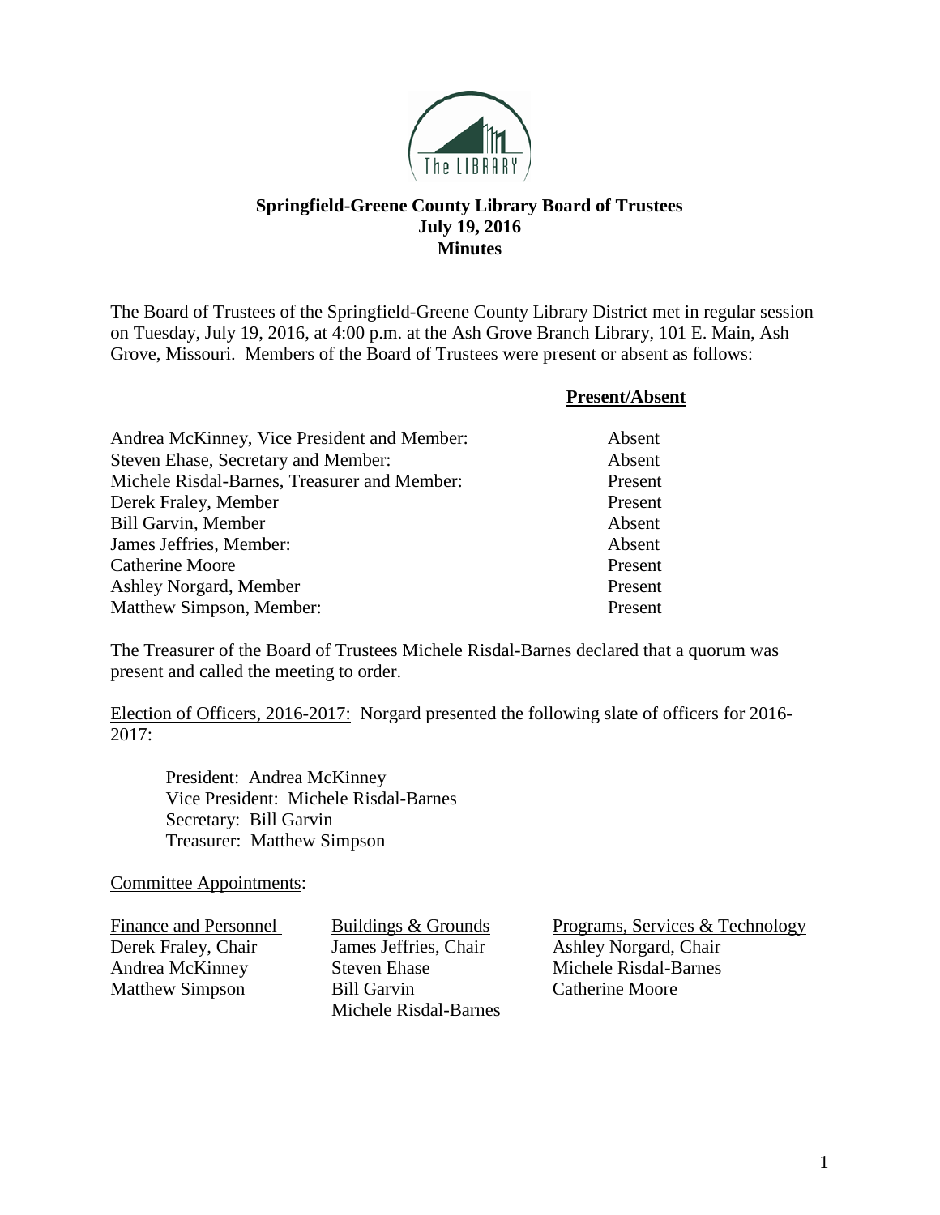**Springfield-Greene County Library Board of Trustees**
**July 19, 2016**
**Minutes**

The Board of Trustees of the Springfield-Greene County Library District met in regular session on Tuesday, July 19, 2016, at 4:00 p.m. at the Ash Grove Branch Library, 101 E. Main, Ash Grove, Missouri. Members of the Board of Trustees were present or absent as follows:

| | **Present/Absent** |
|---|---|
| Andrea McKinney, Vice President and Member: | Absent |
| Steven Ehase, Secretary and Member: | Absent |
| Michele Risdal-Barnes, Treasurer and Member: | Present |
| Derek Fraley, Member | Present |
| Bill Garvin, Member | Absent |
| James Jeffries, Member: | Absent |
| Catherine Moore | Present |
| Ashley Norgard, Member | Present |
| Matthew Simpson, Member: | Present |

The Treasurer of the Board of Trustees Michele Risdal-Barnes declared that a quorum was present and called the meeting to order.

Election of Officers, 2016-2017: Norgard presented the following slate of officers for 2016-2017:

President: Andrea McKinney
Vice President: Michele Risdal-Barnes
Secretary: Bill Garvin
Treasurer: Matthew Simpson

Committee Appointments:

| Finance and Personnel | Buildings & Grounds | Programs, Services & Technology |
|---|---|---|
| Derek Fraley, Chair | James Jeffries, Chair | Ashley Norgard, Chair |
| Andrea McKinney | Steven Ehase | Michele Risdal-Barnes |
| Matthew Simpson | Bill Garvin | Catherine Moore |
| | Michele Risdal-Barnes | |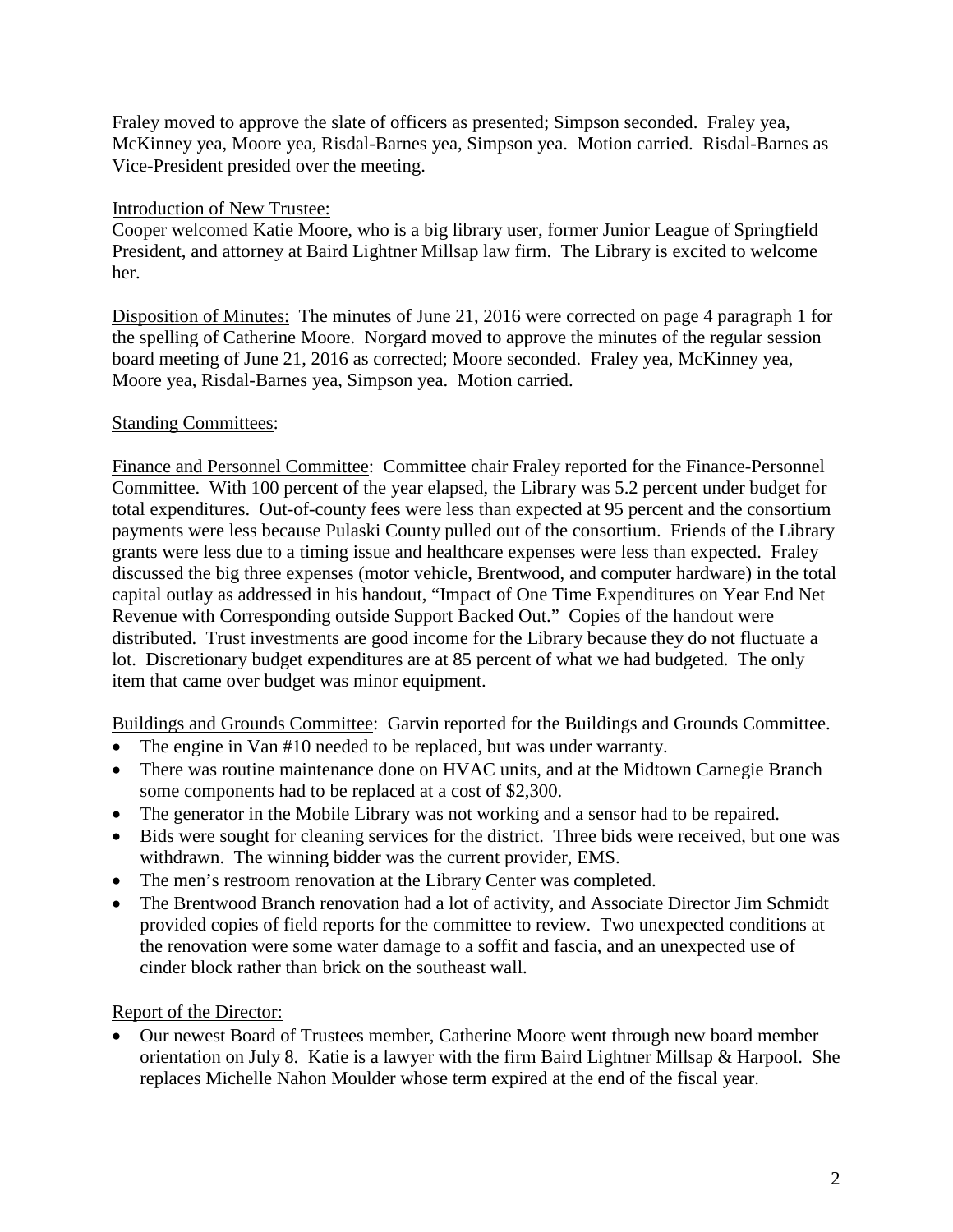Fraley moved to approve the slate of officers as presented; Simpson seconded. Fraley yea, McKinney yea, Moore yea, Risdal-Barnes yea, Simpson yea. Motion carried. Risdal-Barnes as Vice-President presided over the meeting.

Introduction of New Trustee:

Cooper welcomed Katie Moore, who is a big library user, former Junior League of Springfield President, and attorney at Baird Lightner Millsap law firm. The Library is excited to welcome her.

Disposition of Minutes: The minutes of June 21, 2016 were corrected on page 4 paragraph 1 for the spelling of Catherine Moore. Norgard moved to approve the minutes of the regular session board meeting of June 21, 2016 as corrected; Moore seconded. Fraley yea, McKinney yea, Moore yea, Risdal-Barnes yea, Simpson yea. Motion carried.

Standing Committees:

Finance and Personnel Committee: Committee chair Fraley reported for the Finance-Personnel Committee. With 100 percent of the year elapsed, the Library was 5.2 percent under budget for total expenditures. Out-of-county fees were less than expected at 95 percent and the consortium payments were less because Pulaski County pulled out of the consortium. Friends of the Library grants were less due to a timing issue and healthcare expenses were less than expected. Fraley discussed the big three expenses (motor vehicle, Brentwood, and computer hardware) in the total capital outlay as addressed in his handout, "Impact of One Time Expenditures on Year End Net Revenue with Corresponding outside Support Backed Out." Copies of the handout were distributed. Trust investments are good income for the Library because they do not fluctuate a lot. Discretionary budget expenditures are at 85 percent of what we had budgeted. The only item that came over budget was minor equipment.

Buildings and Grounds Committee: Garvin reported for the Buildings and Grounds Committee.

- The engine in Van #10 needed to be replaced, but was under warranty.
- There was routine maintenance done on HVAC units, and at the Midtown Carnegie Branch some components had to be replaced at a cost of $2,300.
- The generator in the Mobile Library was not working and a sensor had to be repaired.
- Bids were sought for cleaning services for the district. Three bids were received, but one was withdrawn. The winning bidder was the current provider, EMS.
- The men's restroom renovation at the Library Center was completed.
- The Brentwood Branch renovation had a lot of activity, and Associate Director Jim Schmidt provided copies of field reports for the committee to review. Two unexpected conditions at the renovation were some water damage to a soffit and fascia, and an unexpected use of cinder block rather than brick on the southeast wall.

Report of the Director:

- Our newest Board of Trustees member, Catherine Moore went through new board member orientation on July 8. Katie is a lawyer with the firm Baird Lightner Millsap & Harpool. She replaces Michelle Nahon Moulder whose term expired at the end of the fiscal year.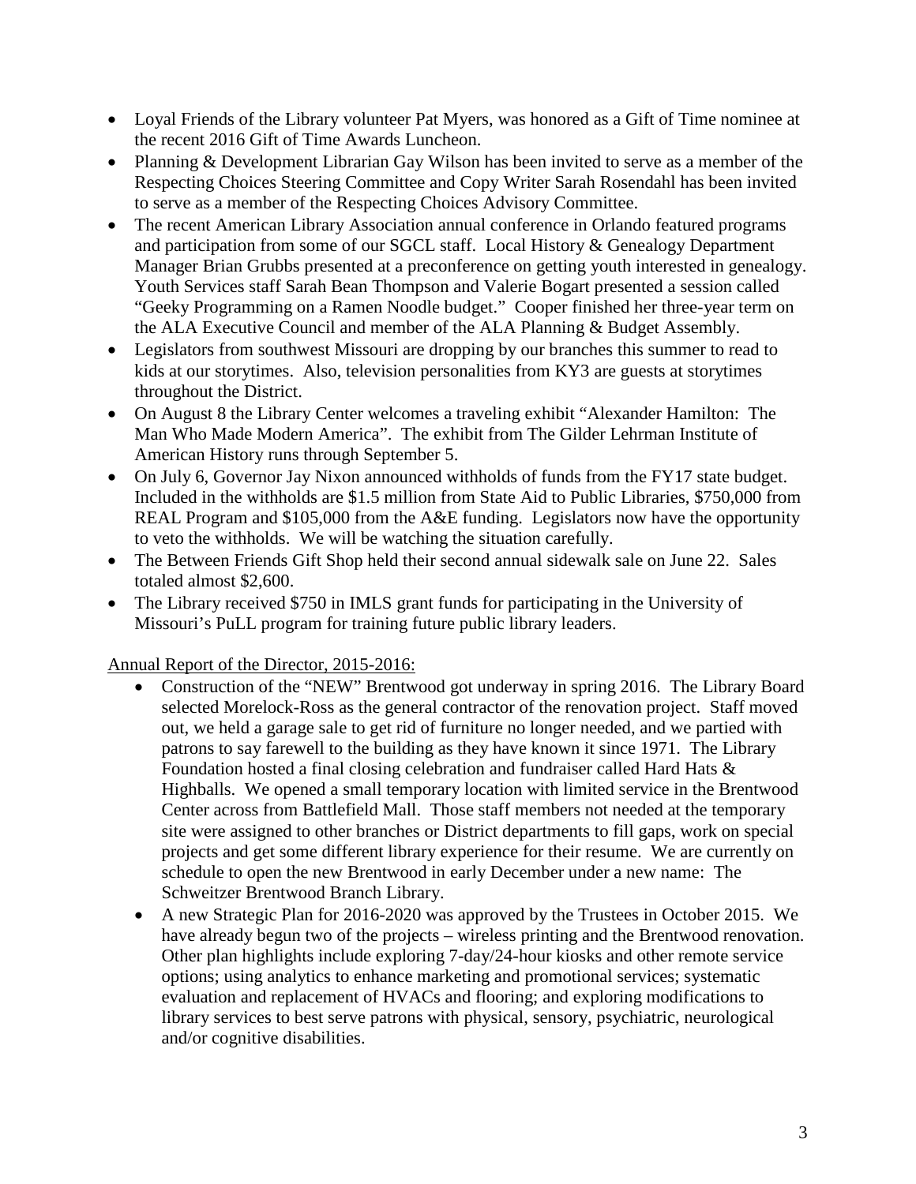- Loyal Friends of the Library volunteer Pat Myers, was honored as a Gift of Time nominee at the recent 2016 Gift of Time Awards Luncheon.
- Planning & Development Librarian Gay Wilson has been invited to serve as a member of the Respecting Choices Steering Committee and Copy Writer Sarah Rosendahl has been invited to serve as a member of the Respecting Choices Advisory Committee.
- The recent American Library Association annual conference in Orlando featured programs and participation from some of our SGCL staff. Local History & Genealogy Department Manager Brian Grubbs presented at a preconference on getting youth interested in genealogy. Youth Services staff Sarah Bean Thompson and Valerie Bogart presented a session called "Geeky Programming on a Ramen Noodle budget." Cooper finished her three-year term on the ALA Executive Council and member of the ALA Planning & Budget Assembly.
- Legislators from southwest Missouri are dropping by our branches this summer to read to kids at our storytimes. Also, television personalities from KY3 are guests at storytimes throughout the District.
- On August 8 the Library Center welcomes a traveling exhibit "Alexander Hamilton: The Man Who Made Modern America". The exhibit from The Gilder Lehrman Institute of American History runs through September 5.
- On July 6, Governor Jay Nixon announced withholds of funds from the FY17 state budget. Included in the withholds are $1.5 million from State Aid to Public Libraries, $750,000 from REAL Program and $105,000 from the A&E funding. Legislators now have the opportunity to veto the withholds. We will be watching the situation carefully.
- The Between Friends Gift Shop held their second annual sidewalk sale on June 22. Sales totaled almost $2,600.
- The Library received $750 in IMLS grant funds for participating in the University of Missouri's PuLL program for training future public library leaders.

<u>Annual Report of the Director, 2015-2016:</u>

- Construction of the "NEW" Brentwood got underway in spring 2016. The Library Board selected Morelock-Ross as the general contractor of the renovation project. Staff moved out, we held a garage sale to get rid of furniture no longer needed, and we partied with patrons to say farewell to the building as they have known it since 1971. The Library Foundation hosted a final closing celebration and fundraiser called Hard Hats & Highballs. We opened a small temporary location with limited service in the Brentwood Center across from Battlefield Mall. Those staff members not needed at the temporary site were assigned to other branches or District departments to fill gaps, work on special projects and get some different library experience for their resume. We are currently on schedule to open the new Brentwood in early December under a new name: The Schweitzer Brentwood Branch Library.
- A new Strategic Plan for 2016-2020 was approved by the Trustees in October 2015. We have already begun two of the projects – wireless printing and the Brentwood renovation. Other plan highlights include exploring 7-day/24-hour kiosks and other remote service options; using analytics to enhance marketing and promotional services; systematic evaluation and replacement of HVACs and flooring; and exploring modifications to library services to best serve patrons with physical, sensory, psychiatric, neurological and/or cognitive disabilities.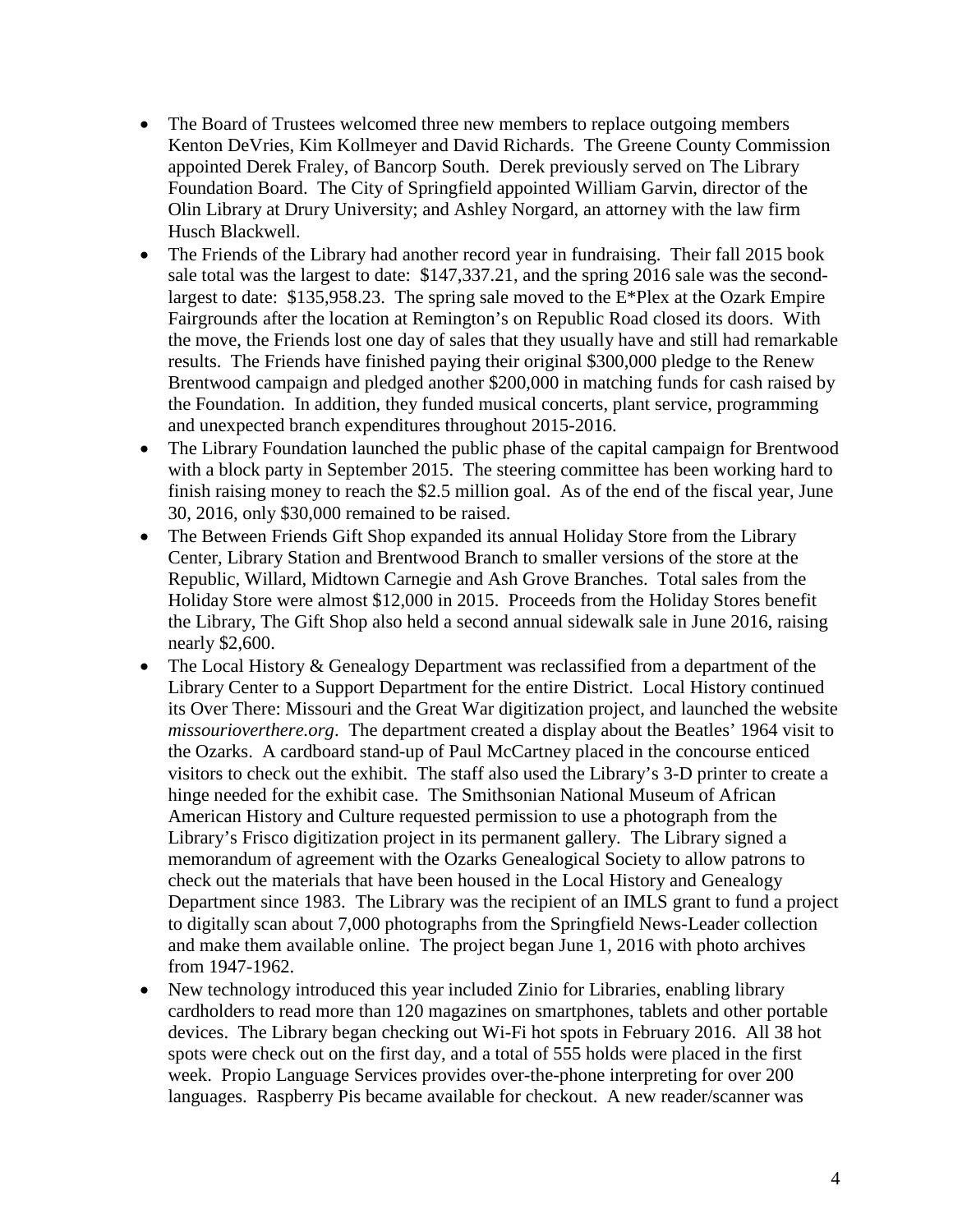- The Board of Trustees welcomed three new members to replace outgoing members Kenton DeVries, Kim Kollmeyer and David Richards. The Greene County Commission appointed Derek Fraley, of Bancorp South. Derek previously served on The Library Foundation Board. The City of Springfield appointed William Garvin, director of the Olin Library at Drury University; and Ashley Norgard, an attorney with the law firm Husch Blackwell.
- The Friends of the Library had another record year in fundraising. Their fall 2015 book sale total was the largest to date: $147,337.21, and the spring 2016 sale was the second-largest to date: $135,958.23. The spring sale moved to the E*Plex at the Ozark Empire Fairgrounds after the location at Remington's on Republic Road closed its doors. With the move, the Friends lost one day of sales that they usually have and still had remarkable results. The Friends have finished paying their original $300,000 pledge to the Renew Brentwood campaign and pledged another $200,000 in matching funds for cash raised by the Foundation. In addition, they funded musical concerts, plant service, programming and unexpected branch expenditures throughout 2015-2016.
- The Library Foundation launched the public phase of the capital campaign for Brentwood with a block party in September 2015. The steering committee has been working hard to finish raising money to reach the $2.5 million goal. As of the end of the fiscal year, June 30, 2016, only $30,000 remained to be raised.
- The Between Friends Gift Shop expanded its annual Holiday Store from the Library Center, Library Station and Brentwood Branch to smaller versions of the store at the Republic, Willard, Midtown Carnegie and Ash Grove Branches. Total sales from the Holiday Store were almost $12,000 in 2015. Proceeds from the Holiday Stores benefit the Library, The Gift Shop also held a second annual sidewalk sale in June 2016, raising nearly $2,600.
- The Local History & Genealogy Department was reclassified from a department of the Library Center to a Support Department for the entire District. Local History continued its Over There: Missouri and the Great War digitization project, and launched the website *missourioverthere.org*. The department created a display about the Beatles' 1964 visit to the Ozarks. A cardboard stand-up of Paul McCartney placed in the concourse enticed visitors to check out the exhibit. The staff also used the Library's 3-D printer to create a hinge needed for the exhibit case. The Smithsonian National Museum of African American History and Culture requested permission to use a photograph from the Library's Frisco digitization project in its permanent gallery. The Library signed a memorandum of agreement with the Ozarks Genealogical Society to allow patrons to check out the materials that have been housed in the Local History and Genealogy Department since 1983. The Library was the recipient of an IMLS grant to fund a project to digitally scan about 7,000 photographs from the Springfield News-Leader collection and make them available online. The project began June 1, 2016 with photo archives from 1947-1962.
- New technology introduced this year included Zinio for Libraries, enabling library cardholders to read more than 120 magazines on smartphones, tablets and other portable devices. The Library began checking out Wi-Fi hot spots in February 2016. All 38 hot spots were check out on the first day, and a total of 555 holds were placed in the first week. Propio Language Services provides over-the-phone interpreting for over 200 languages. Raspberry Pis became available for checkout. A new reader/scanner was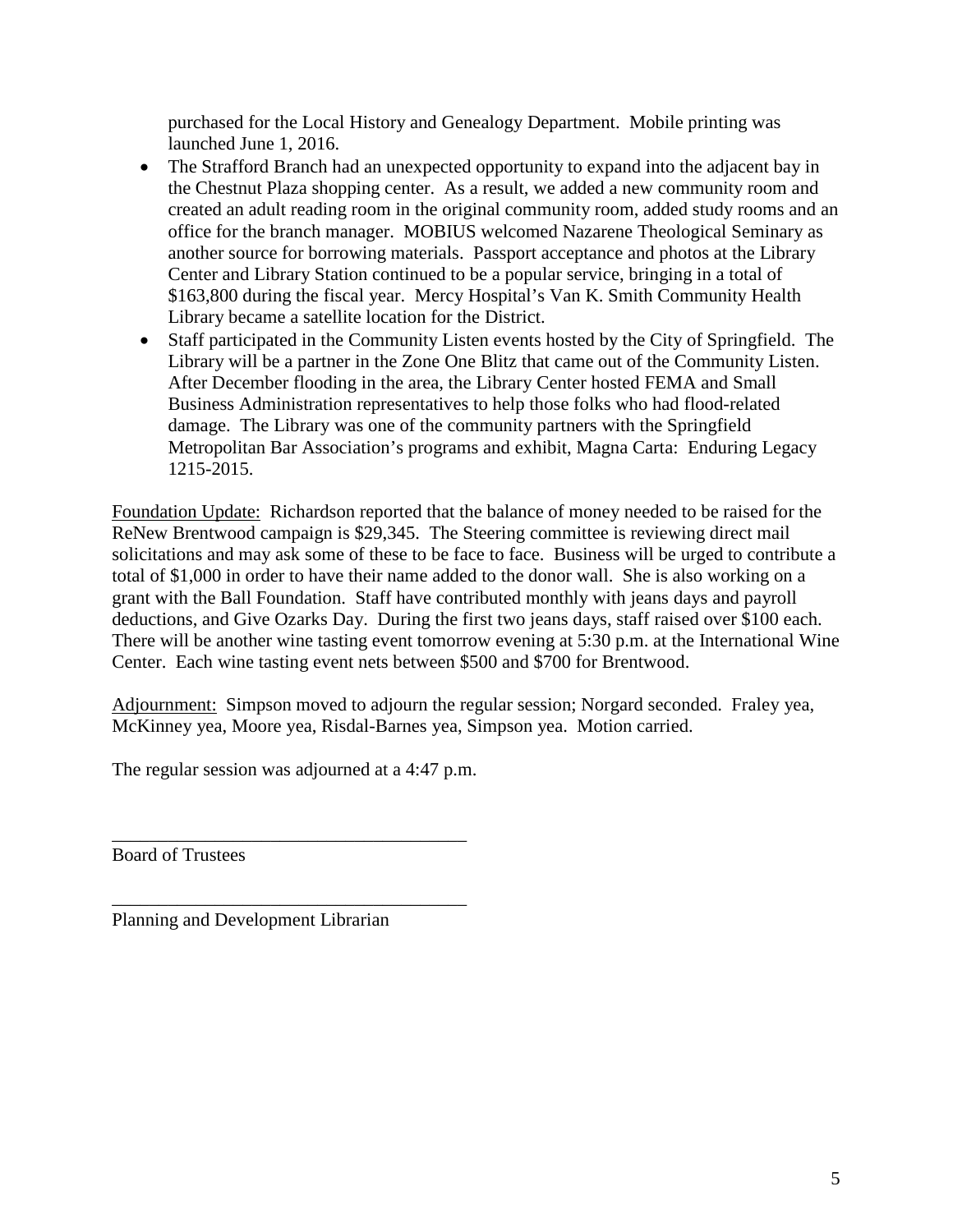purchased for the Local History and Genealogy Department. Mobile printing was launched June 1, 2016.

- The Strafford Branch had an unexpected opportunity to expand into the adjacent bay in the Chestnut Plaza shopping center. As a result, we added a new community room and created an adult reading room in the original community room, added study rooms and an office for the branch manager. MOBIUS welcomed Nazarene Theological Seminary as another source for borrowing materials. Passport acceptance and photos at the Library Center and Library Station continued to be a popular service, bringing in a total of $163,800 during the fiscal year. Mercy Hospital's Van K. Smith Community Health Library became a satellite location for the District.
- Staff participated in the Community Listen events hosted by the City of Springfield. The Library will be a partner in the Zone One Blitz that came out of the Community Listen. After December flooding in the area, the Library Center hosted FEMA and Small Business Administration representatives to help those folks who had flood-related damage. The Library was one of the community partners with the Springfield Metropolitan Bar Association's programs and exhibit, Magna Carta: Enduring Legacy 1215-2015.

Foundation Update: Richardson reported that the balance of money needed to be raised for the ReNew Brentwood campaign is $29,345. The Steering committee is reviewing direct mail solicitations and may ask some of these to be face to face. Business will be urged to contribute a total of $1,000 in order to have their name added to the donor wall. She is also working on a grant with the Ball Foundation. Staff have contributed monthly with jeans days and payroll deductions, and Give Ozarks Day. During the first two jeans days, staff raised over $100 each. There will be another wine tasting event tomorrow evening at 5:30 p.m. at the International Wine Center. Each wine tasting event nets between $500 and $700 for Brentwood.

Adjournment: Simpson moved to adjourn the regular session; Norgard seconded. Fraley yea, McKinney yea, Moore yea, Risdal-Barnes yea, Simpson yea. Motion carried.

The regular session was adjourned at a 4:47 p.m.

\_\_\_\_\_\_\_\_\_\_\_\_\_\_\_\_\_\_\_\_\_\_\_\_\_\_\_\_\_\_\_\_\_\_\_\_\_\_

Board of Trustees

\_\_\_\_\_\_\_\_\_\_\_\_\_\_\_\_\_\_\_\_\_\_\_\_\_\_\_\_\_\_\_\_\_\_\_\_\_\_

Planning and Development Librarian